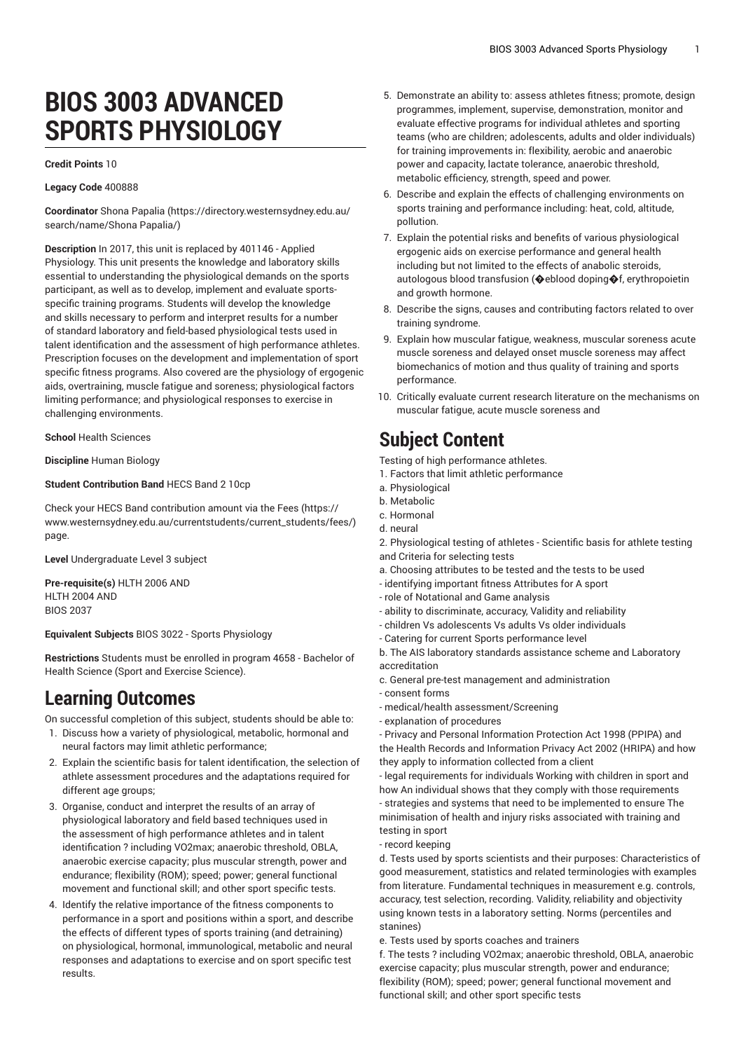# BIOS 3003 ADVANCED SPORTS PHYSIOLOGY

**Credit Points** 10

**Legacy Code** 400888

**Coordinator** Shona Papalia (https://directory.westernsydney.edu.au/search/name/Shona Papalia/)

**Description** In 2017, this unit is replaced by 401146 - Applied Physiology. This unit presents the knowledge and laboratory skills essential to understanding the physiological demands on the sports participant, as well as to develop, implement and evaluate sports-specific training programs. Students will develop the knowledge and skills necessary to perform and interpret results for a number of standard laboratory and field-based physiological tests used in talent identification and the assessment of high performance athletes. Prescription focuses on the development and implementation of sport specific fitness programs. Also covered are the physiology of ergogenic aids, overtraining, muscle fatigue and soreness; physiological factors limiting performance; and physiological responses to exercise in challenging environments.

**School** Health Sciences

**Discipline** Human Biology

**Student Contribution Band** HECS Band 2 10cp

Check your HECS Band contribution amount via the Fees (https://www.westernsydney.edu.au/currentstudents/current_students/fees/) page.

**Level** Undergraduate Level 3 subject

**Pre-requisite(s)** HLTH 2006 AND
HLTH 2004 AND
BIOS 2037

**Equivalent Subjects** BIOS 3022 - Sports Physiology

**Restrictions** Students must be enrolled in program 4658 - Bachelor of Health Science (Sport and Exercise Science).

## Learning Outcomes

On successful completion of this subject, students should be able to:

1. Discuss how a variety of physiological, metabolic, hormonal and neural factors may limit athletic performance;
2. Explain the scientific basis for talent identification, the selection of athlete assessment procedures and the adaptations required for different age groups;
3. Organise, conduct and interpret the results of an array of physiological laboratory and field based techniques used in the assessment of high performance athletes and in talent identification ? including VO2max; anaerobic threshold, OBLA, anaerobic exercise capacity; plus muscular strength, power and endurance; flexibility (ROM); speed; power; general functional movement and functional skill; and other sport specific tests.
4. Identify the relative importance of the fitness components to performance in a sport and positions within a sport, and describe the effects of different types of sports training (and detraining) on physiological, hormonal, immunological, metabolic and neural responses and adaptations to exercise and on sport specific test results.
5. Demonstrate an ability to: assess athletes fitness; promote, design programmes, implement, supervise, demonstration, monitor and evaluate effective programs for individual athletes and sporting teams (who are children; adolescents, adults and older individuals) for training improvements in: flexibility, aerobic and anaerobic power and capacity, lactate tolerance, anaerobic threshold, metabolic efficiency, strength, speed and power.
6. Describe and explain the effects of challenging environments on sports training and performance including: heat, cold, altitude, pollution.
7. Explain the potential risks and benefits of various physiological ergogenic aids on exercise performance and general health including but not limited to the effects of anabolic steroids, autologous blood transfusion (�eblood doping�f, erythropoietin and growth hormone.
8. Describe the signs, causes and contributing factors related to over training syndrome.
9. Explain how muscular fatigue, weakness, muscular soreness acute muscle soreness and delayed onset muscle soreness may affect biomechanics of motion and thus quality of training and sports performance.
10. Critically evaluate current research literature on the mechanisms on muscular fatigue, acute muscle soreness and

## Subject Content

Testing of high performance athletes.

1. Factors that limit athletic performance

a. Physiological
b. Metabolic
c. Hormonal
d. neural

2. Physiological testing of athletes - Scientific basis for athlete testing and Criteria for selecting tests

a. Choosing attributes to be tested and the tests to be used
- identifying important fitness Attributes for A sport
- role of Notational and Game analysis
- ability to discriminate, accuracy, Validity and reliability
- children Vs adolescents Vs adults Vs older individuals
- Catering for current Sports performance level

b. The AIS laboratory standards assistance scheme and Laboratory accreditation

c. General pre-test management and administration
- consent forms
- medical/health assessment/Screening
- explanation of procedures
- Privacy and Personal Information Protection Act 1998 (PPIPA) and the Health Records and Information Privacy Act 2002 (HRIPA) and how they apply to information collected from a client
- legal requirements for individuals Working with children in sport and how An individual shows that they comply with those requirements
- strategies and systems that need to be implemented to ensure The minimisation of health and injury risks associated with training and testing in sport
- record keeping

d. Tests used by sports scientists and their purposes: Characteristics of good measurement, statistics and related terminologies with examples from literature. Fundamental techniques in measurement e.g. controls, accuracy, test selection, recording. Validity, reliability and objectivity using known tests in a laboratory setting. Norms (percentiles and stanines)

e. Tests used by sports coaches and trainers

f. The tests ? including VO2max; anaerobic threshold, OBLA, anaerobic exercise capacity; plus muscular strength, power and endurance; flexibility (ROM); speed; power; general functional movement and functional skill; and other sport specific tests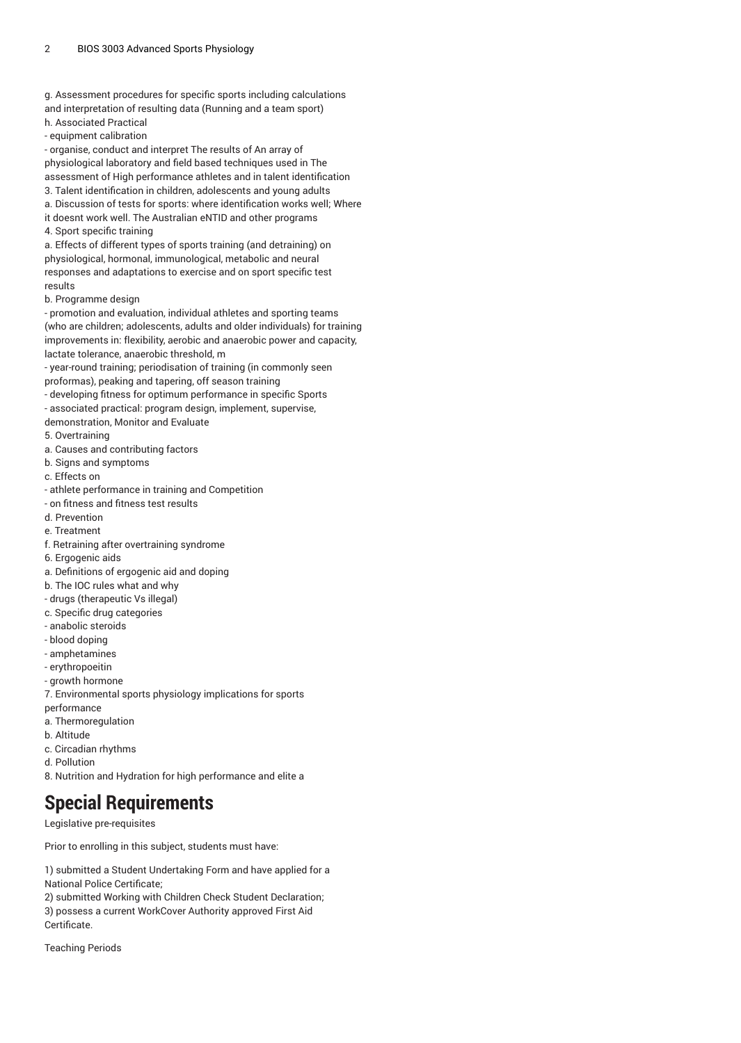g. Assessment procedures for specific sports including calculations and interpretation of resulting data (Running and a team sport)
h. Associated Practical
- equipment calibration
- organise, conduct and interpret The results of An array of physiological laboratory and field based techniques used in The assessment of High performance athletes and in talent identification
3. Talent identification in children, adolescents and young adults
a. Discussion of tests for sports: where identification works well; Where it doesnt work well. The Australian eNTID and other programs
4. Sport specific training
a. Effects of different types of sports training (and detraining) on physiological, hormonal, immunological, metabolic and neural responses and adaptations to exercise and on sport specific test results
b. Programme design
- promotion and evaluation, individual athletes and sporting teams (who are children; adolescents, adults and older individuals) for training improvements in: flexibility, aerobic and anaerobic power and capacity, lactate tolerance, anaerobic threshold, m
- year-round training; periodisation of training (in commonly seen proformas), peaking and tapering, off season training
- developing fitness for optimum performance in specific Sports
- associated practical: program design, implement, supervise, demonstration, Monitor and Evaluate
5. Overtraining
a. Causes and contributing factors
b. Signs and symptoms
c. Effects on
- athlete performance in training and Competition
- on fitness and fitness test results
d. Prevention
e. Treatment
f. Retraining after overtraining syndrome
6. Ergogenic aids
a. Definitions of ergogenic aid and doping
b. The IOC rules what and why
- drugs (therapeutic Vs illegal)
c. Specific drug categories
- anabolic steroids
- blood doping
- amphetamines
- erythropoeitin
- growth hormone
7. Environmental sports physiology implications for sports performance
a. Thermoregulation
b. Altitude
c. Circadian rhythms
d. Pollution
8. Nutrition and Hydration for high performance and elite a

# Special Requirements

Legislative pre-requisites

Prior to enrolling in this subject, students must have:

1) submitted a Student Undertaking Form and have applied for a National Police Certificate;
2) submitted Working with Children Check Student Declaration;
3) possess a current WorkCover Authority approved First Aid Certificate.

Teaching Periods